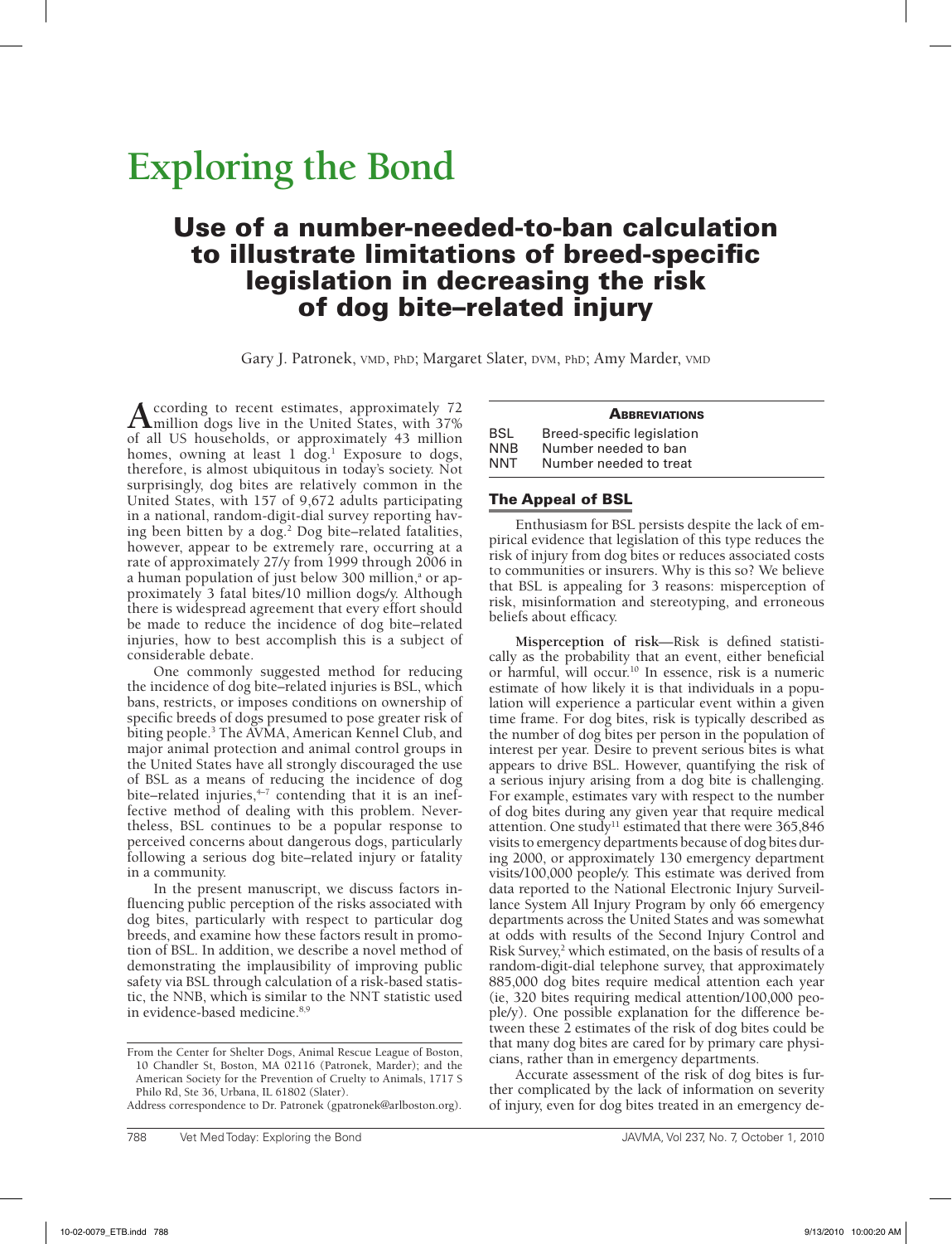# Exploring the Bond

## Use of a number-needed-to-ban calculation to illustrate limitations of breed-specific legislation in decreasing the risk of dog bite–related injury

Gary J. Patronek, VMD, PhD; Margaret Slater, DVM, PhD; Amy Marder, VMD

According to recent estimates, approximately 72 million dogs live in the United States, with 37% of all US households, or approximately 43 million homes, owning at least 1 dog.[1] Exposure to dogs, therefore, is almost ubiquitous in today's society. Not surprisingly, dog bites are relatively common in the United States, with 157 of 9,672 adults participating in a national, random-digit-dial survey reporting having been bitten by a dog.[2] Dog bite–related fatalities, however, appear to be extremely rare, occurring at a rate of approximately 27/y from 1999 through 2006 in a human population of just below 300 million,[a] or approximately 3 fatal bites/10 million dogs/y. Although there is widespread agreement that every effort should be made to reduce the incidence of dog bite–related injuries, how to best accomplish this is a subject of considerable debate.

One commonly suggested method for reducing the incidence of dog bite–related injuries is BSL, which bans, restricts, or imposes conditions on ownership of specific breeds of dogs presumed to pose greater risk of biting people.[3] The AVMA, American Kennel Club, and major animal protection and animal control groups in the United States have all strongly discouraged the use of BSL as a means of reducing the incidence of dog bite–related injuries,[4–7] contending that it is an ineffective method of dealing with this problem. Nevertheless, BSL continues to be a popular response to perceived concerns about dangerous dogs, particularly following a serious dog bite–related injury or fatality in a community.

In the present manuscript, we discuss factors influencing public perception of the risks associated with dog bites, particularly with respect to particular dog breeds, and examine how these factors result in promotion of BSL. In addition, we describe a novel method of demonstrating the implausibility of improving public safety via BSL through calculation of a risk-based statistic, the NNB, which is similar to the NNT statistic used in evidence-based medicine.[8,9]

From the Center for Shelter Dogs, Animal Rescue League of Boston, 10 Chandler St, Boston, MA 02116 (Patronek, Marder); and the American Society for the Prevention of Cruelty to Animals, 1717 S Philo Rd, Ste 36, Urbana, IL 61802 (Slater).

Address correspondence to Dr. Patronek (gpatronek@arlboston.org).

| **Abbreviations** | |
|---|---|
| BSL | Breed-specific legislation |
| NNB | Number needed to ban |
| NNT | Number needed to treat |

### The Appeal of BSL

Enthusiasm for BSL persists despite the lack of empirical evidence that legislation of this type reduces the risk of injury from dog bites or reduces associated costs to communities or insurers. Why is this so? We believe that BSL is appealing for 3 reasons: misperception of risk, misinformation and stereotyping, and erroneous beliefs about efficacy.

**Misperception of risk**—Risk is defined statistically as the probability that an event, either beneficial or harmful, will occur.[10] In essence, risk is a numeric estimate of how likely it is that individuals in a population will experience a particular event within a given time frame. For dog bites, risk is typically described as the number of dog bites per person in the population of interest per year. Desire to prevent serious bites is what appears to drive BSL. However, quantifying the risk of a serious injury arising from a dog bite is challenging. For example, estimates vary with respect to the number of dog bites during any given year that require medical attention. One study[11] estimated that there were 365,846 visits to emergency departments because of dog bites during 2000, or approximately 130 emergency department visits/100,000 people/y. This estimate was derived from data reported to the National Electronic Injury Surveillance System All Injury Program by only 66 emergency departments across the United States and was somewhat at odds with results of the Second Injury Control and Risk Survey,[2] which estimated, on the basis of results of a random-digit-dial telephone survey, that approximately 885,000 dog bites require medical attention each year (ie, 320 bites requiring medical attention/100,000 people/y). One possible explanation for the difference between these 2 estimates of the risk of dog bites could be that many dog bites are cared for by primary care physicians, rather than in emergency departments.

Accurate assessment of the risk of dog bites is further complicated by the lack of information on severity of injury, even for dog bites treated in an emergency de-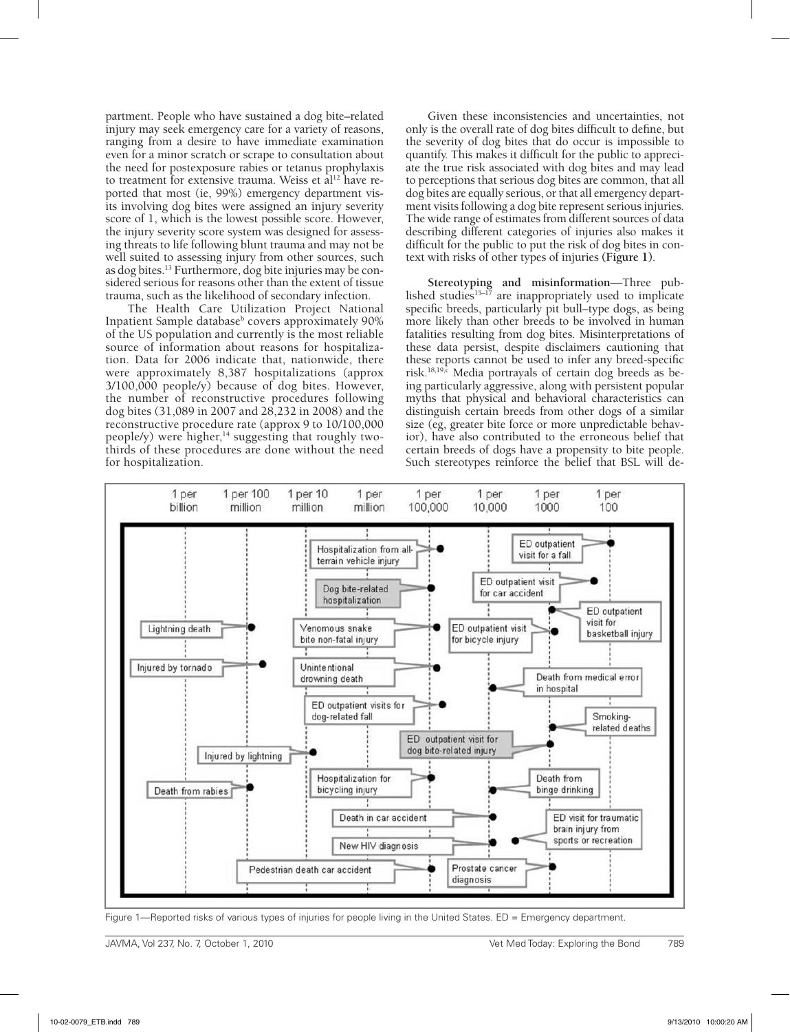partment. People who have sustained a dog bite–related injury may seek emergency care for a variety of reasons, ranging from a desire to have immediate examination even for a minor scratch or scrape to consultation about the need for postexposure rabies or tetanus prophylaxis to treatment for extensive trauma. Weiss et al[12] have reported that most (ie, 99%) emergency department visits involving dog bites were assigned an injury severity score of 1, which is the lowest possible score. However, the injury severity score system was designed for assessing threats to life following blunt trauma and may not be well suited to assessing injury from other sources, such as dog bites.[13] Furthermore, dog bite injuries may be considered serious for reasons other than the extent of tissue trauma, such as the likelihood of secondary infection.

The Health Care Utilization Project National Inpatient Sample database[b] covers approximately 90% of the US population and currently is the most reliable source of information about reasons for hospitalization. Data for 2006 indicate that, nationwide, there were approximately 8,387 hospitalizations (approx 3/100,000 people/y) because of dog bites. However, the number of reconstructive procedures following dog bites (31,089 in 2007 and 28,232 in 2008) and the reconstructive procedure rate (approx 9 to 10/100,000 people/y) were higher,[14] suggesting that roughly two-thirds of these procedures are done without the need for hospitalization.

Given these inconsistencies and uncertainties, not only is the overall rate of dog bites difficult to define, but the severity of dog bites that do occur is impossible to quantify. This makes it difficult for the public to appreciate the true risk associated with dog bites and may lead to perceptions that serious dog bites are common, that all dog bites are equally serious, or that all emergency department visits following a dog bite represent serious injuries. The wide range of estimates from different sources of data describing different categories of injuries also makes it difficult for the public to put the risk of dog bites in context with risks of other types of injuries (**Figure 1**).

**Stereotyping and misinformation**—Three published studies[15–17] are inappropriately used to implicate specific breeds, particularly pit bull–type dogs, as being more likely than other breeds to be involved in human fatalities resulting from dog bites. Misinterpretations of these data persist, despite disclaimers cautioning that these reports cannot be used to infer any breed-specific risk.[18,19,c] Media portrayals of certain dog breeds as being particularly aggressive, along with persistent popular myths that physical and behavioral characteristics can distinguish certain breeds from other dogs of a similar size (eg, greater bite force or more unpredictable behavior), have also contributed to the erroneous belief that certain breeds of dogs have a propensity to bite people. Such stereotypes reinforce the belief that BSL will de-

Figure 1—Reported risks of various types of injuries for people living in the United States. ED = Emergency department.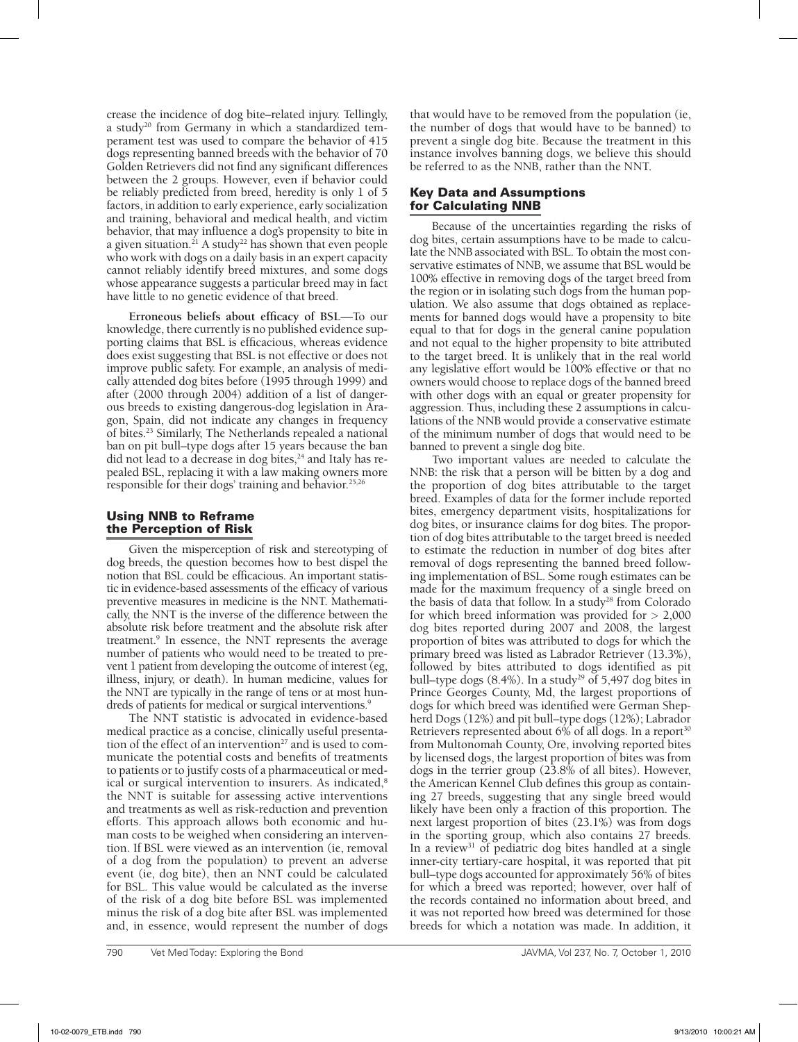crease the incidence of dog bite–related injury. Tellingly, a study[20] from Germany in which a standardized temperament test was used to compare the behavior of 415 dogs representing banned breeds with the behavior of 70 Golden Retrievers did not find any significant differences between the 2 groups. However, even if behavior could be reliably predicted from breed, heredity is only 1 of 5 factors, in addition to early experience, early socialization and training, behavioral and medical health, and victim behavior, that may influence a dog's propensity to bite in a given situation.[21] A study[22] has shown that even people who work with dogs on a daily basis in an expert capacity cannot reliably identify breed mixtures, and some dogs whose appearance suggests a particular breed may in fact have little to no genetic evidence of that breed.

**Erroneous beliefs about efficacy of BSL**—To our knowledge, there currently is no published evidence supporting claims that BSL is efficacious, whereas evidence does exist suggesting that BSL is not effective or does not improve public safety. For example, an analysis of medically attended dog bites before (1995 through 1999) and after (2000 through 2004) addition of a list of dangerous breeds to existing dangerous-dog legislation in Aragon, Spain, did not indicate any changes in frequency of bites.[23] Similarly, The Netherlands repealed a national ban on pit bull–type dogs after 15 years because the ban did not lead to a decrease in dog bites,[24] and Italy has repealed BSL, replacing it with a law making owners more responsible for their dogs' training and behavior.[25,26]

## Using NNB to Reframe the Perception of Risk

Given the misperception of risk and stereotyping of dog breeds, the question becomes how to best dispel the notion that BSL could be efficacious. An important statistic in evidence-based assessments of the efficacy of various preventive measures in medicine is the NNT. Mathematically, the NNT is the inverse of the difference between the absolute risk before treatment and the absolute risk after treatment.[9] In essence, the NNT represents the average number of patients who would need to be treated to prevent 1 patient from developing the outcome of interest (eg, illness, injury, or death). In human medicine, values for the NNT are typically in the range of tens or at most hundreds of patients for medical or surgical interventions.[9]

The NNT statistic is advocated in evidence-based medical practice as a concise, clinically useful presentation of the effect of an intervention[27] and is used to communicate the potential costs and benefits of treatments to patients or to justify costs of a pharmaceutical or medical or surgical intervention to insurers. As indicated,[8] the NNT is suitable for assessing active interventions and treatments as well as risk-reduction and prevention efforts. This approach allows both economic and human costs to be weighed when considering an intervention. If BSL were viewed as an intervention (ie, removal of a dog from the population) to prevent an adverse event (ie, dog bite), then an NNT could be calculated for BSL. This value would be calculated as the inverse of the risk of a dog bite before BSL was implemented minus the risk of a dog bite after BSL was implemented and, in essence, would represent the number of dogs that would have to be removed from the population (ie, the number of dogs that would have to be banned) to prevent a single dog bite. Because the treatment in this instance involves banning dogs, we believe this should be referred to as the NNB, rather than the NNT.

## Key Data and Assumptions for Calculating NNB

Because of the uncertainties regarding the risks of dog bites, certain assumptions have to be made to calculate the NNB associated with BSL. To obtain the most conservative estimates of NNB, we assume that BSL would be 100% effective in removing dogs of the target breed from the region or in isolating such dogs from the human population. We also assume that dogs obtained as replacements for banned dogs would have a propensity to bite equal to that for dogs in the general canine population and not equal to the higher propensity to bite attributed to the target breed. It is unlikely that in the real world any legislative effort would be 100% effective or that no owners would choose to replace dogs of the banned breed with other dogs with an equal or greater propensity for aggression. Thus, including these 2 assumptions in calculations of the NNB would provide a conservative estimate of the minimum number of dogs that would need to be banned to prevent a single dog bite.

Two important values are needed to calculate the NNB: the risk that a person will be bitten by a dog and the proportion of dog bites attributable to the target breed. Examples of data for the former include reported bites, emergency department visits, hospitalizations for dog bites, or insurance claims for dog bites. The proportion of dog bites attributable to the target breed is needed to estimate the reduction in number of dog bites after removal of dogs representing the banned breed following implementation of BSL. Some rough estimates can be made for the maximum frequency of a single breed on the basis of data that follow. In a study[28] from Colorado for which breed information was provided for > 2,000 dog bites reported during 2007 and 2008, the largest proportion of bites was attributed to dogs for which the primary breed was listed as Labrador Retriever (13.3%), followed by bites attributed to dogs identified as pit bull–type dogs (8.4%). In a study[29] of 5,497 dog bites in Prince Georges County, Md, the largest proportions of dogs for which breed was identified were German Shepherd Dogs (12%) and pit bull–type dogs (12%); Labrador Retrievers represented about 6% of all dogs. In a report[30] from Multonomah County, Ore, involving reported bites by licensed dogs, the largest proportion of bites was from dogs in the terrier group (23.8% of all bites). However, the American Kennel Club defines this group as containing 27 breeds, suggesting that any single breed would likely have been only a fraction of this proportion. The next largest proportion of bites (23.1%) was from dogs in the sporting group, which also contains 27 breeds. In a review[31] of pediatric dog bites handled at a single inner-city tertiary-care hospital, it was reported that pit bull–type dogs accounted for approximately 56% of bites for which a breed was reported; however, over half of the records contained no information about breed, and it was not reported how breed was determined for those breeds for which a notation was made. In addition, it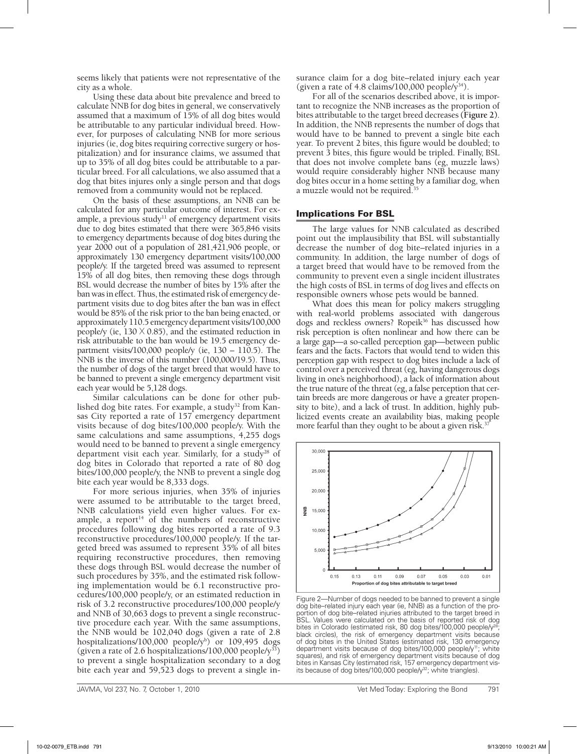seems likely that patients were not representative of the city as a whole.

Using these data about bite prevalence and breed to calculate NNB for dog bites in general, we conservatively assumed that a maximum of 15% of all dog bites would be attributable to any particular individual breed. However, for purposes of calculating NNB for more serious injuries (ie, dog bites requiring corrective surgery or hospitalization) and for insurance claims, we assumed that up to 35% of all dog bites could be attributable to a particular breed. For all calculations, we also assumed that a dog that bites injures only a single person and that dogs removed from a community would not be replaced.

On the basis of these assumptions, an NNB can be calculated for any particular outcome of interest. For example, a previous study[11] of emergency department visits due to dog bites estimated that there were 365,846 visits to emergency departments because of dog bites during the year 2000 out of a population of 281,421,906 people, or approximately 130 emergency department visits/100,000 people/y. If the targeted breed was assumed to represent 15% of all dog bites, then removing these dogs through BSL would decrease the number of bites by 15% after the ban was in effect. Thus, the estimated risk of emergency department visits due to dog bites after the ban was in effect would be 85% of the risk prior to the ban being enacted, or approximately 110.5 emergency department visits/100,000 people/y (ie, $130 \times 0.85$), and the estimated reduction in risk attributable to the ban would be 19.5 emergency department visits/100,000 people/y (ie, 130 – 110.5). The NNB is the inverse of this number (100,000/19.5). Thus, the number of dogs of the target breed that would have to be banned to prevent a single emergency department visit each year would be 5,128 dogs.

Similar calculations can be done for other published dog bite rates. For example, a study[32] from Kansas City reported a rate of 157 emergency department visits because of dog bites/100,000 people/y. With the same calculations and same assumptions, 4,255 dogs would need to be banned to prevent a single emergency department visit each year. Similarly, for a study[28] of dog bites in Colorado that reported a rate of 80 dog bites/100,000 people/y, the NNB to prevent a single dog bite each year would be 8,333 dogs.

For more serious injuries, when 35% of injuries were assumed to be attributable to the target breed, NNB calculations yield even higher values. For example, a report[14] of the numbers of reconstructive procedures following dog bites reported a rate of 9.3 reconstructive procedures/100,000 people/y. If the targeted breed was assumed to represent 35% of all bites requiring reconstructive procedures, then removing these dogs through BSL would decrease the number of such procedures by 35%, and the estimated risk following implementation would be 6.1 reconstructive procedures/100,000 people/y, or an estimated reduction in risk of 3.2 reconstructive procedures/100,000 people/y and NNB of 30,663 dogs to prevent a single reconstructive procedure each year. With the same assumptions, the NNB would be 102,040 dogs (given a rate of 2.8 hospitalizations/100,000 people/y[b]) or 109,495 dogs (given a rate of 2.6 hospitalizations/100,000 people/y[33]) to prevent a single hospitalization secondary to a dog bite each year and 59,523 dogs to prevent a single insurance claim for a dog bite–related injury each year (given a rate of 4.8 claims/100,000 people/y[34]).

For all of the scenarios described above, it is important to recognize the NNB increases as the proportion of bites attributable to the target breed decreases (**Figure 2**). In addition, the NNB represents the number of dogs that would have to be banned to prevent a single bite each year. To prevent 2 bites, this figure would be doubled; to prevent 3 bites, this figure would be tripled. Finally, BSL that does not involve complete bans (eg, muzzle laws) would require considerably higher NNB because many dog bites occur in a home setting by a familiar dog, when a muzzle would not be required.[35]

## Implications For BSL

The large values for NNB calculated as described point out the implausibility that BSL will substantially decrease the number of dog bite–related injuries in a community. In addition, the large number of dogs of a target breed that would have to be removed from the community to prevent even a single incident illustrates the high costs of BSL in terms of dog lives and effects on responsible owners whose pets would be banned.

What does this mean for policy makers struggling with real-world problems associated with dangerous dogs and reckless owners? Ropeik[36] has discussed how risk perception is often nonlinear and how there can be a large gap—a so-called perception gap—between public fears and the facts. Factors that would tend to widen this perception gap with respect to dog bites include a lack of control over a perceived threat (eg, having dangerous dogs living in one's neighborhood), a lack of information about the true nature of the threat (eg, a false perception that certain breeds are more dangerous or have a greater propensity to bite), and a lack of trust. In addition, highly publicized events create an availability bias, making people more fearful than they ought to be about a given risk.[37]

Figure 2—Number of dogs needed to be banned to prevent a single dog bite–related injury each year (ie, NNB) as a function of the proportion of dog bite–related injuries attributed to the target breed in BSL. Values were calculated on the basis of reported risk of dog bites in Colorado (estimated risk, 80 dog bites/100,000 people/y[28]; black circles), the risk of emergency department visits because of dog bites in the United States (estimated risk, 130 emergency department visits because of dog bites/100,000 people/y[11]; white squares), and risk of emergency department visits because of dog bites in Kansas City (estimated risk, 157 emergency department visits because of dog bites/100,000 people/y[32]; white triangles).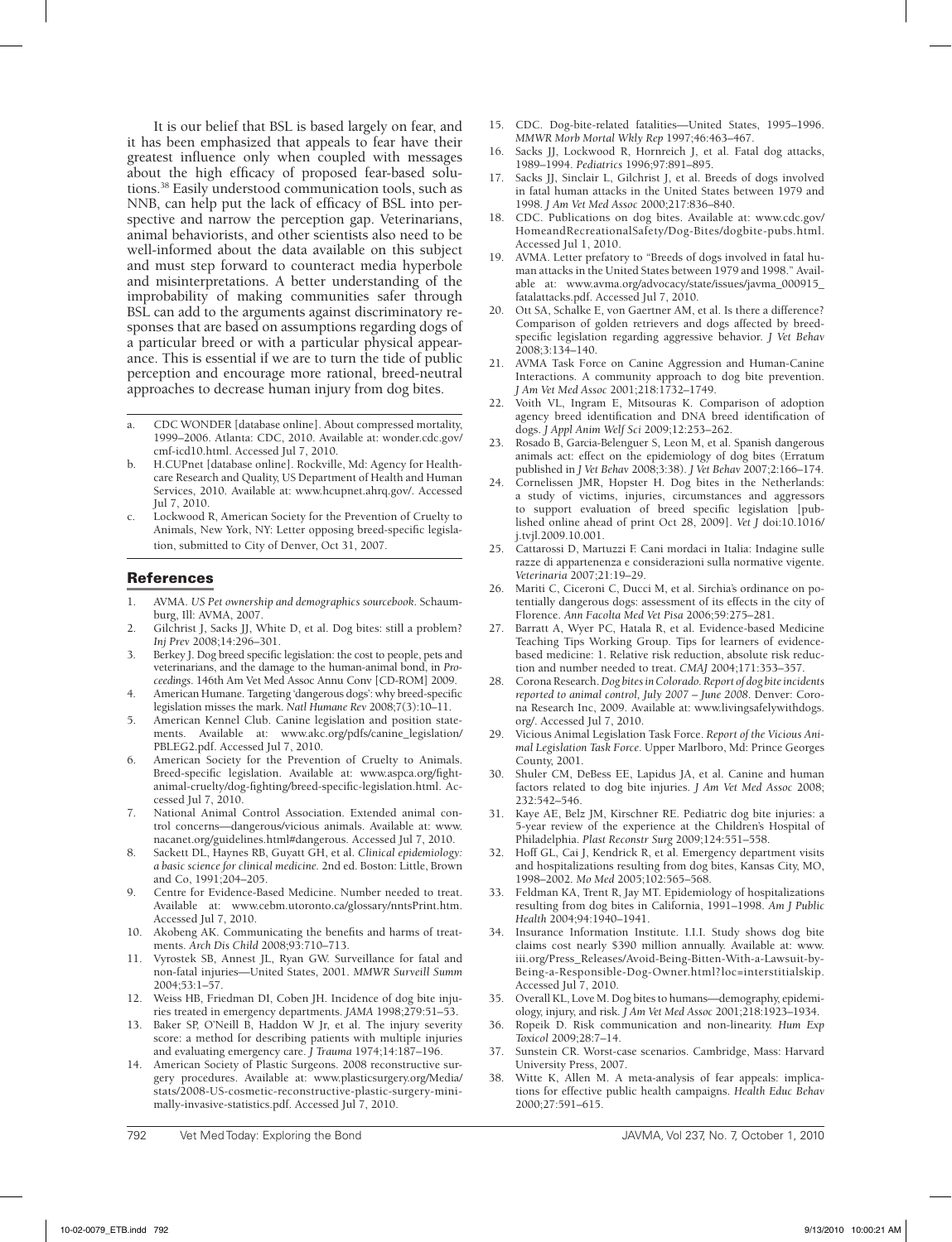It is our belief that BSL is based largely on fear, and it has been emphasized that appeals to fear have their greatest influence only when coupled with messages about the high efficacy of proposed fear-based solutions.[38] Easily understood communication tools, such as NNB, can help put the lack of efficacy of BSL into perspective and narrow the perception gap. Veterinarians, animal behaviorists, and other scientists also need to be well-informed about the data available on this subject and must step forward to counteract media hyperbole and misinterpretations. A better understanding of the improbability of making communities safer through BSL can add to the arguments against discriminatory responses that are based on assumptions regarding dogs of a particular breed or with a particular physical appearance. This is essential if we are to turn the tide of public perception and encourage more rational, breed-neutral approaches to decrease human injury from dog bites.

---

a. CDC WONDER [database online]. About compressed mortality, 1999–2006. Atlanta: CDC, 2010. Available at: wonder.cdc.gov/cmf-icd10.html. Accessed Jul 7, 2010.

b. H.CUPnet [database online]. Rockville, Md: Agency for Healthcare Research and Quality, US Department of Health and Human Services, 2010. Available at: www.hcupnet.ahrq.gov/. Accessed Jul 7, 2010.

c. Lockwood R, American Society for the Prevention of Cruelty to Animals, New York, NY: Letter opposing breed-specific legislation, submitted to City of Denver, Oct 31, 2007.

## References

1. AVMA. *US Pet ownership and demographics sourcebook*. Schaumburg, Ill: AVMA, 2007.
2. Gilchrist J, Sacks JJ, White D, et al. Dog bites: still a problem? *Inj Prev* 2008;14:296–301.
3. Berkey J. Dog breed specific legislation: the cost to people, pets and veterinarians, and the damage to the human-animal bond, in *Proceedings*. 146th Am Vet Med Assoc Annu Conv [CD-ROM] 2009.
4. American Humane. Targeting 'dangerous dogs': why breed-specific legislation misses the mark. *Natl Humane Rev* 2008;7(3):10–11.
5. American Kennel Club. Canine legislation and position statements. Available at: www.akc.org/pdfs/canine_legislation/PBLEG2.pdf. Accessed Jul 7, 2010.
6. American Society for the Prevention of Cruelty to Animals. Breed-specific legislation. Available at: www.aspca.org/fight-animal-cruelty/dog-fighting/breed-specific-legislation.html. Accessed Jul 7, 2010.
7. National Animal Control Association. Extended animal control concerns—dangerous/vicious animals. Available at: www.nacanet.org/guidelines.html#dangerous. Accessed Jul 7, 2010.
8. Sackett DL, Haynes RB, Guyatt GH, et al. *Clinical epidemiology: a basic science for clinical medicine*. 2nd ed. Boston: Little, Brown and Co, 1991;204–205.
9. Centre for Evidence-Based Medicine. Number needed to treat. Available at: www.cebm.utoronto.ca/glossary/nntsPrint.htm. Accessed Jul 7, 2010.
10. Akobeng AK. Communicating the benefits and harms of treatments. *Arch Dis Child* 2008;93:710–713.
11. Vyrostek SB, Annest JL, Ryan GW. Surveillance for fatal and non-fatal injuries—United States, 2001. *MMWR Surveill Summ* 2004;53:1–57.
12. Weiss HB, Friedman DI, Coben JH. Incidence of dog bite injuries treated in emergency departments. *JAMA* 1998;279:51–53.
13. Baker SP, O'Neill B, Haddon W Jr, et al. The injury severity score: a method for describing patients with multiple injuries and evaluating emergency care. *J Trauma* 1974;14:187–196.
14. American Society of Plastic Surgeons. 2008 reconstructive surgery procedures. Available at: www.plasticsurgery.org/Media/stats/2008-US-cosmetic-reconstructive-plastic-surgery-minimally-invasive-statistics.pdf. Accessed Jul 7, 2010.
15. CDC. Dog-bite-related fatalities—United States, 1995–1996. *MMWR Morb Mortal Wkly Rep* 1997;46:463–467.
16. Sacks JJ, Lockwood R, Hornreich J, et al. Fatal dog attacks, 1989–1994. *Pediatrics* 1996;97:891–895.
17. Sacks JJ, Sinclair L, Gilchrist J, et al. Breeds of dogs involved in fatal human attacks in the United States between 1979 and 1998. *J Am Vet Med Assoc* 2000;217:836–840.
18. CDC. Publications on dog bites. Available at: www.cdc.gov/HomeandRecreationalSafety/Dog-Bites/dogbite-pubs.html. Accessed Jul 1, 2010.
19. AVMA. Letter prefatory to "Breeds of dogs involved in fatal human attacks in the United States between 1979 and 1998." Available at: www.avma.org/advocacy/state/issues/javma_000915_fatalattacks.pdf. Accessed Jul 7, 2010.
20. Ott SA, Schalke E, von Gaertner AM, et al. Is there a difference? Comparison of golden retrievers and dogs affected by breed-specific legislation regarding aggressive behavior. *J Vet Behav* 2008;3:134–140.
21. AVMA Task Force on Canine Aggression and Human-Canine Interactions. A community approach to dog bite prevention. *J Am Vet Med Assoc* 2001;218:1732–1749.
22. Voith VL, Ingram E, Mitsouras K. Comparison of adoption agency breed identification and DNA breed identification of dogs. *J Appl Anim Welf Sci* 2009;12:253–262.
23. Rosado B, García-Belenguer S, Leon M, et al. Spanish dangerous animals act: effect on the epidemiology of dog bites (Erratum published in *J Vet Behav* 2008;3:38). *J Vet Behav* 2007;2:166–174.
24. Cornelissen JMR, Hopster H. Dog bites in the Netherlands: a study of victims, injuries, circumstances and aggressors to support evaluation of breed specific legislation [published online ahead of print Oct 28, 2009]. *Vet J* doi:10.1016/j.tvjl.2009.10.001.
25. Cattarossi D, Martuzzi F. Cani mordaci in Italia: Indagine sulle razze di appartenenza e considerazioni sulla normative vigente. *Veterinaria* 2007;21:19–29.
26. Mariti C, Ciceroni C, Ducci M, et al. Sirchia's ordinance on potentially dangerous dogs: assessment of its effects in the city of Florence. *Ann Facolta Med Vet Pisa* 2006;59:275–281.
27. Barratt A, Wyer PC, Hatala R, et al. Evidence-based Medicine Teaching Tips Working Group. Tips for learners of evidence-based medicine: 1. Relative risk reduction, absolute risk reduction and number needed to treat. *CMAJ* 2004;171:353–357.
28. Corona Research. *Dog bites in Colorado. Report of dog bite incidents reported to animal control, July 2007 – June 2008*. Denver: Corona Research Inc, 2009. Available at: www.livingsafelywithdogs.org/. Accessed Jul 7, 2010.
29. Vicious Animal Legislation Task Force. *Report of the Vicious Animal Legislation Task Force*. Upper Marlboro, Md: Prince Georges County, 2001.
30. Shuler CM, DeBess EE, Lapidus JA, et al. Canine and human factors related to dog bite injuries. *J Am Vet Med Assoc* 2008; 232:542–546.
31. Kaye AE, Belz JM, Kirschner RE. Pediatric dog bite injuries: a 5-year review of the experience at the Children's Hospital of Philadelphia. *Plast Reconstr Surg* 2009;124:551–558.
32. Hoff GL, Cai J, Kendrick R, et al. Emergency department visits and hospitalizations resulting from dog bites, Kansas City, MO, 1998–2002. *Mo Med* 2005;102:565–568.
33. Feldman KA, Trent R, Jay MT. Epidemiology of hospitalizations resulting from dog bites in California, 1991–1998. *Am J Public Health* 2004;94:1940–1941.
34. Insurance Information Institute. I.I.I. Study shows dog bite claims cost nearly $390 million annually. Available at: www.iii.org/Press_Releases/Avoid-Being-Bitten-With-a-Lawsuit-by-Being-a-Responsible-Dog-Owner.html?loc=interstitialskip. Accessed Jul 7, 2010.
35. Overall KL, Love M. Dog bites to humans—demography, epidemiology, injury, and risk. *J Am Vet Med Assoc* 2001;218:1923–1934.
36. Ropeik D. Risk communication and non-linearity. *Hum Exp Toxicol* 2009;28:7–14.
37. Sunstein CR. Worst-case scenarios. Cambridge, Mass: Harvard University Press, 2007.
38. Witte K, Allen M. A meta-analysis of fear appeals: implications for effective public health campaigns. *Health Educ Behav* 2000;27:591–615.